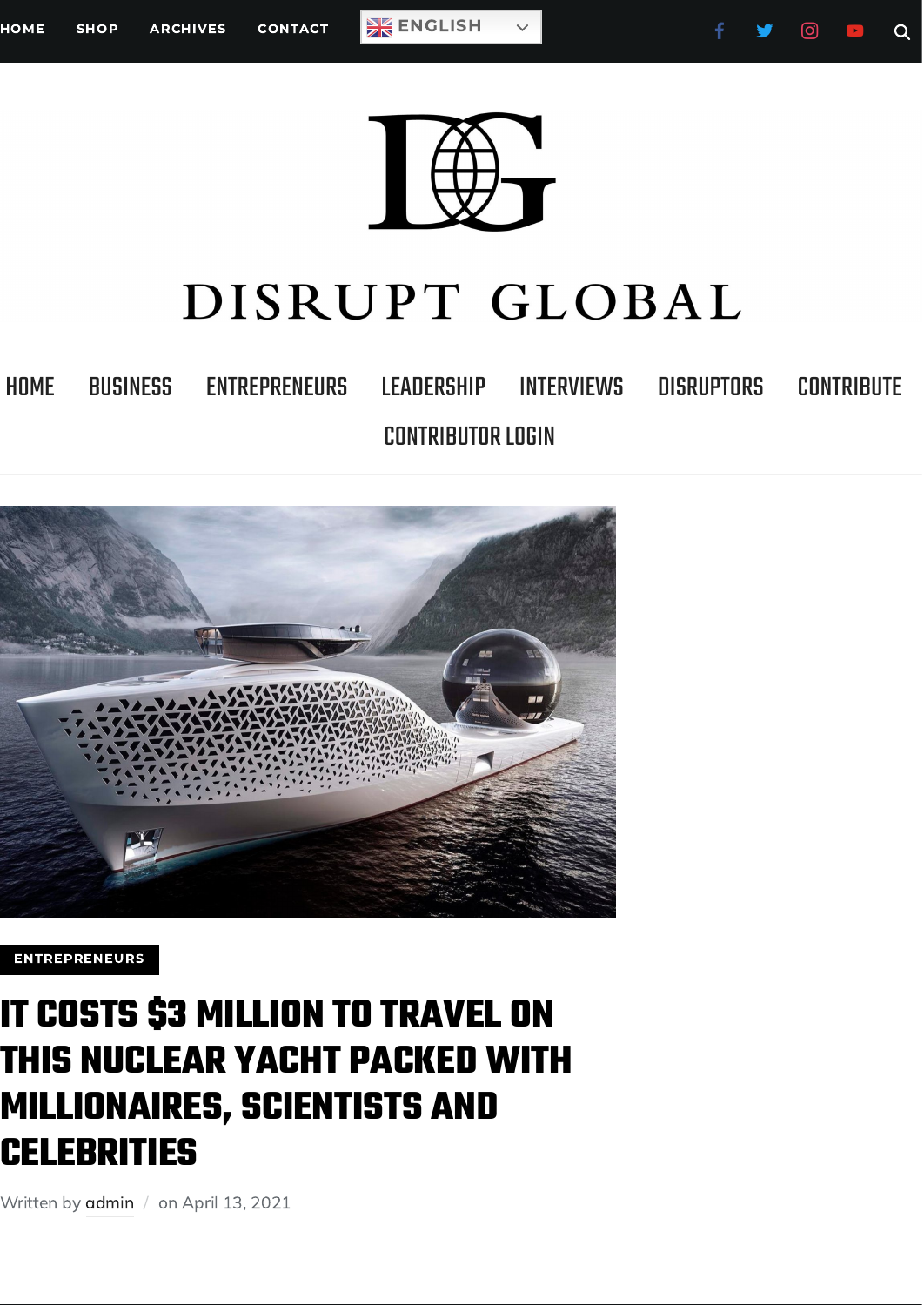HOME SHOP ARCHIVES CONTACT ENGLISH

# DISRUPT GLOBAL

HOME BUSINESS ENTREPRENEURS LEADERSHIP INTERVIEWS DISRUPTORS CONTRIBUTE CONTRIBUTOR LOGIN

ENTREPRENEURS

# IT COSTS $3 MILLION TO TRAVEL ON THIS NUCLEAR YACHT PACKED WITH MILLIONAIRES, SCIENTISTS AND CELEBRITIES

Written by admin / on April 13, 2021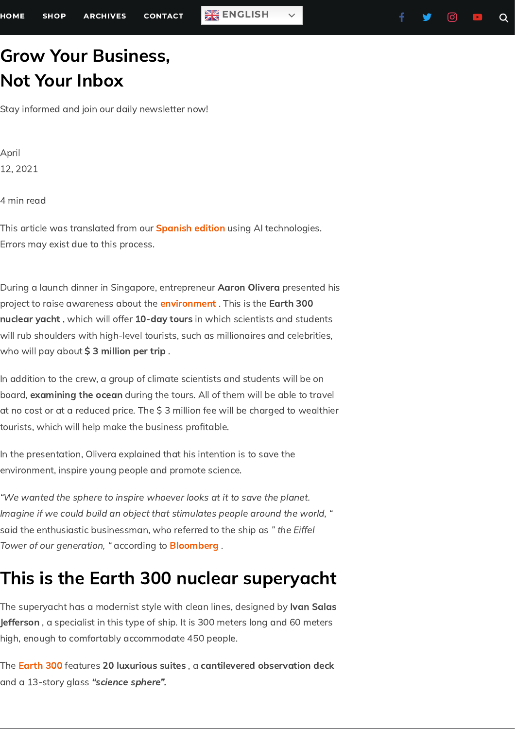# Grow Your Business, Not Your Inbox

Stay informed and join our daily newsletter now!

April 12, 2021

4 min read

This article was translated from our Spanish edition using AI technologies. Errors may exist due to this process.

During a launch dinner in Singapore, entrepreneur **Aaron Olivera** presented his project to raise awareness about the environment . This is the **Earth 300 nuclear yacht** , which will offer **10-day tours** in which scientists and students will rub shoulders with high-level tourists, such as millionaires and celebrities, who will pay about **$ 3 million per trip** .

In addition to the crew, a group of climate scientists and students will be on board, **examining the ocean** during the tours. All of them will be able to travel at no cost or at a reduced price. The $ 3 million fee will be charged to wealthier tourists, which will help make the business profitable.

In the presentation, Olivera explained that his intention is to save the environment, inspire young people and promote science.

*"We wanted the sphere to inspire whoever looks at it to save the planet. Imagine if we could build an object that stimulates people around the world, "* said the enthusiastic businessman, who referred to the ship as *" the Eiffel Tower of our generation, "* according to Bloomberg .

## This is the Earth 300 nuclear superyacht

The superyacht has a modernist style with clean lines, designed by **Ivan Salas Jefferson** , a specialist in this type of ship. It is 300 meters long and 60 meters high, enough to comfortably accommodate 450 people.

The Earth 300 features **20 luxurious suites** , a **cantilevered observation deck** and a 13-story glass ***"science sphere".***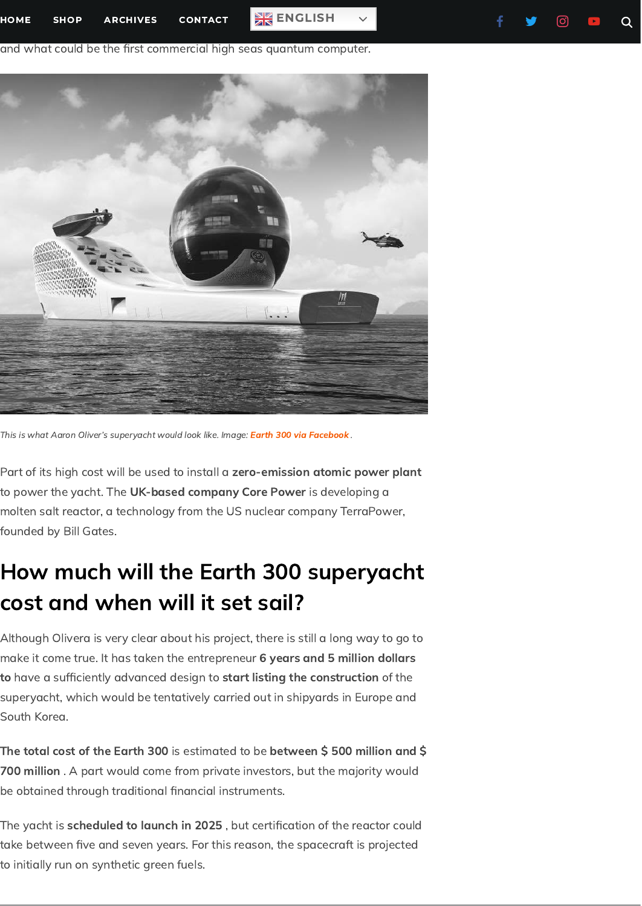and what could be the first commercial high seas quantum computer.

*This is what Aaron Oliver's superyacht would look like. Image: Earth 300 via Facebook .*

Part of its high cost will be used to install a **zero-emission atomic power plant** to power the yacht. The **UK-based company Core Power** is developing a molten salt reactor, a technology from the US nuclear company TerraPower, founded by Bill Gates.

## How much will the Earth 300 superyacht cost and when will it set sail?

Although Olivera is very clear about his project, there is still a long way to go to make it come true. It has taken the entrepreneur **6 years and 5 million dollars to** have a sufficiently advanced design to **start listing the construction** of the superyacht, which would be tentatively carried out in shipyards in Europe and South Korea.

**The total cost of the Earth 300** is estimated to be **between $ 500 million and $ 700 million** . A part would come from private investors, but the majority would be obtained through traditional financial instruments.

The yacht is **scheduled to launch in 2025** , but certification of the reactor could take between five and seven years. For this reason, the spacecraft is projected to initially run on synthetic green fuels.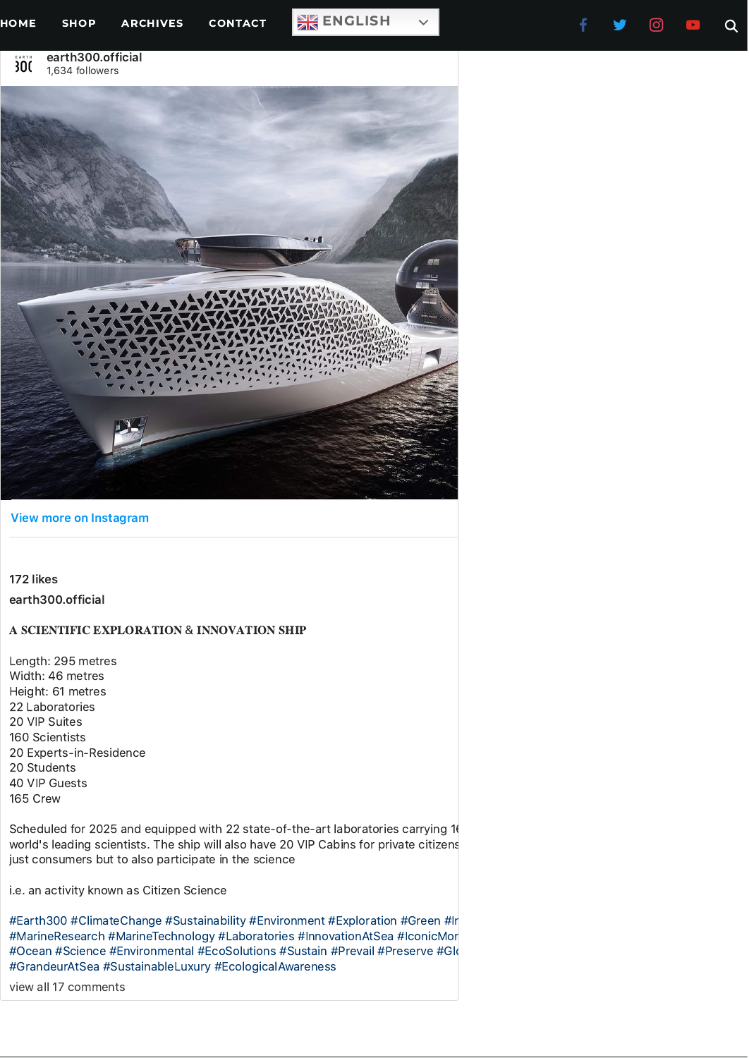HOME SHOP ARCHIVES CONTACT ENGLISH

earth300.official
1,634 followers

View more on Instagram

172 likes

earth300.official

**A SCIENTIFIC EXPLORATION & INNOVATION SHIP**

Length: 295 metres
Width: 46 metres
Height: 61 metres
22 Laboratories
20 VIP Suites
160 Scientists
20 Experts-in-Residence
20 Students
40 VIP Guests
165 Crew

Scheduled for 2025 and equipped with 22 state-of-the-art laboratories carrying 16
world's leading scientists. The ship will also have 20 VIP Cabins for private citizens
just consumers but to also participate in the science

i.e. an activity known as Citizen Science

#Earth300 #ClimateChange #Sustainability #Environment #Exploration #Green #In
#MarineResearch #MarineTechnology #Laboratories #InnovationAtSea #IconicMon
#Ocean #Science #Environmental #EcoSolutions #Sustain #Prevail #Preserve #Gl
#GrandeurAtSea #SustainableLuxury #EcologicalAwareness

view all 17 comments